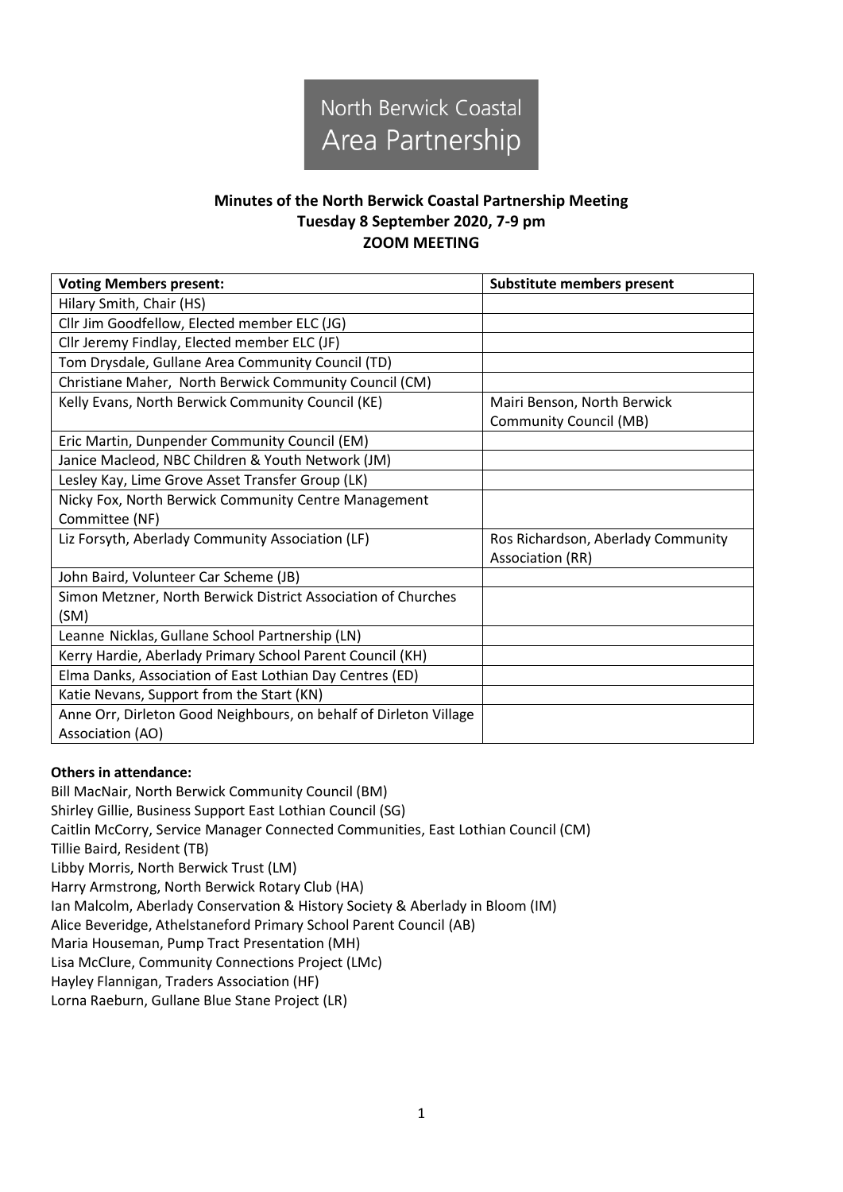North Berwick Coastal Area Partnership

**Minutes of the North Berwick Coastal Partnership Meeting**
**Tuesday 8 September 2020, 7-9 pm**
**ZOOM MEETING**

| Voting Members present: | Substitute members present |
|---|---|
| Hilary Smith, Chair (HS) | |
| Cllr Jim Goodfellow, Elected member ELC (JG) | |
| Cllr Jeremy Findlay, Elected member ELC (JF) | |
| Tom Drysdale, Gullane Area Community Council (TD) | |
| Christiane Maher, North Berwick Community Council (CM) | |
| Kelly Evans, North Berwick Community Council (KE) | Mairi Benson, North Berwick Community Council (MB) |
| Eric Martin, Dunpender Community Council (EM) | |
| Janice Macleod, NBC Children & Youth Network (JM) | |
| Lesley Kay, Lime Grove Asset Transfer Group (LK) | |
| Nicky Fox, North Berwick Community Centre Management Committee (NF) | |
| Liz Forsyth, Aberlady Community Association (LF) | Ros Richardson, Aberlady Community Association (RR) |
| John Baird, Volunteer Car Scheme (JB) | |
| Simon Metzner, North Berwick District Association of Churches (SM) | |
| Leanne Nicklas, Gullane School Partnership (LN) | |
| Kerry Hardie, Aberlady Primary School Parent Council (KH) | |
| Elma Danks, Association of East Lothian Day Centres (ED) | |
| Katie Nevans, Support from the Start (KN) | |
| Anne Orr, Dirleton Good Neighbours, on behalf of Dirleton Village Association (AO) | |

**Others in attendance:**

Bill MacNair, North Berwick Community Council (BM)
Shirley Gillie, Business Support East Lothian Council (SG)
Caitlin McCorry, Service Manager Connected Communities, East Lothian Council (CM)
Tillie Baird, Resident (TB)
Libby Morris, North Berwick Trust (LM)
Harry Armstrong, North Berwick Rotary Club (HA)
Ian Malcolm, Aberlady Conservation & History Society & Aberlady in Bloom (IM)
Alice Beveridge, Athelstaneford Primary School Parent Council (AB)
Maria Houseman, Pump Tract Presentation (MH)
Lisa McClure, Community Connections Project (LMc)
Hayley Flannigan, Traders Association (HF)
Lorna Raeburn, Gullane Blue Stane Project (LR)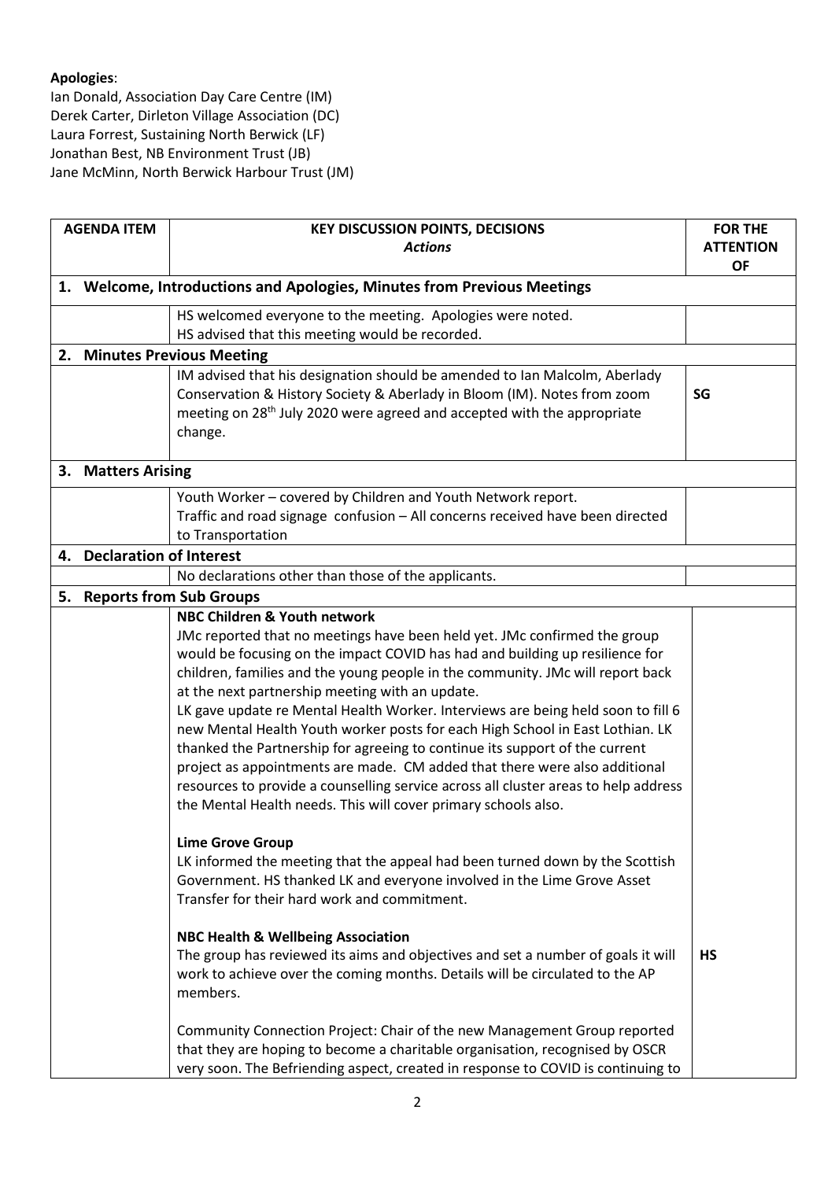**Apologies**:
Ian Donald, Association Day Care Centre (IM)
Derek Carter, Dirleton Village Association (DC)
Laura Forrest, Sustaining North Berwick (LF)
Jonathan Best, NB Environment Trust (JB)
Jane McMinn, North Berwick Harbour Trust (JM)

| AGENDA ITEM | KEY DISCUSSION POINTS, DECISIONS *Actions* | FOR THE ATTENTION OF |
|---|---|---|
| **1. Welcome, Introductions and Apologies, Minutes from Previous Meetings** | | |
| | HS welcomed everyone to the meeting. Apologies were noted. HS advised that this meeting would be recorded. | |
| **2. Minutes Previous Meeting** | | |
| | IM advised that his designation should be amended to Ian Malcolm, Aberlady Conservation & History Society & Aberlady in Bloom (IM). Notes from zoom meeting on 28th July 2020 were agreed and accepted with the appropriate change. | **SG** |
| **3. Matters Arising** | | |
| | Youth Worker – covered by Children and Youth Network report. Traffic and road signage confusion – All concerns received have been directed to Transportation | |
| **4. Declaration of Interest** | | |
| | No declarations other than those of the applicants. | |
| **5. Reports from Sub Groups** | | |
| | **NBC Children & Youth network** JMc reported that no meetings have been held yet. JMc confirmed the group would be focusing on the impact COVID has had and building up resilience for children, families and the young people in the community. JMc will report back at the next partnership meeting with an update. LK gave update re Mental Health Worker. Interviews are being held soon to fill 6 new Mental Health Youth worker posts for each High School in East Lothian. LK thanked the Partnership for agreeing to continue its support of the current project as appointments are made. CM added that there were also additional resources to provide a counselling service across all cluster areas to help address the Mental Health needs. This will cover primary schools also. | |
| | **Lime Grove Group** LK informed the meeting that the appeal had been turned down by the Scottish Government. HS thanked LK and everyone involved in the Lime Grove Asset Transfer for their hard work and commitment. | |
| | **NBC Health & Wellbeing Association** The group has reviewed its aims and objectives and set a number of goals it will work to achieve over the coming months. Details will be circulated to the AP members. | **HS** |
| | Community Connection Project: Chair of the new Management Group reported that they are hoping to become a charitable organisation, recognised by OSCR very soon. The Befriending aspect, created in response to COVID is continuing to | |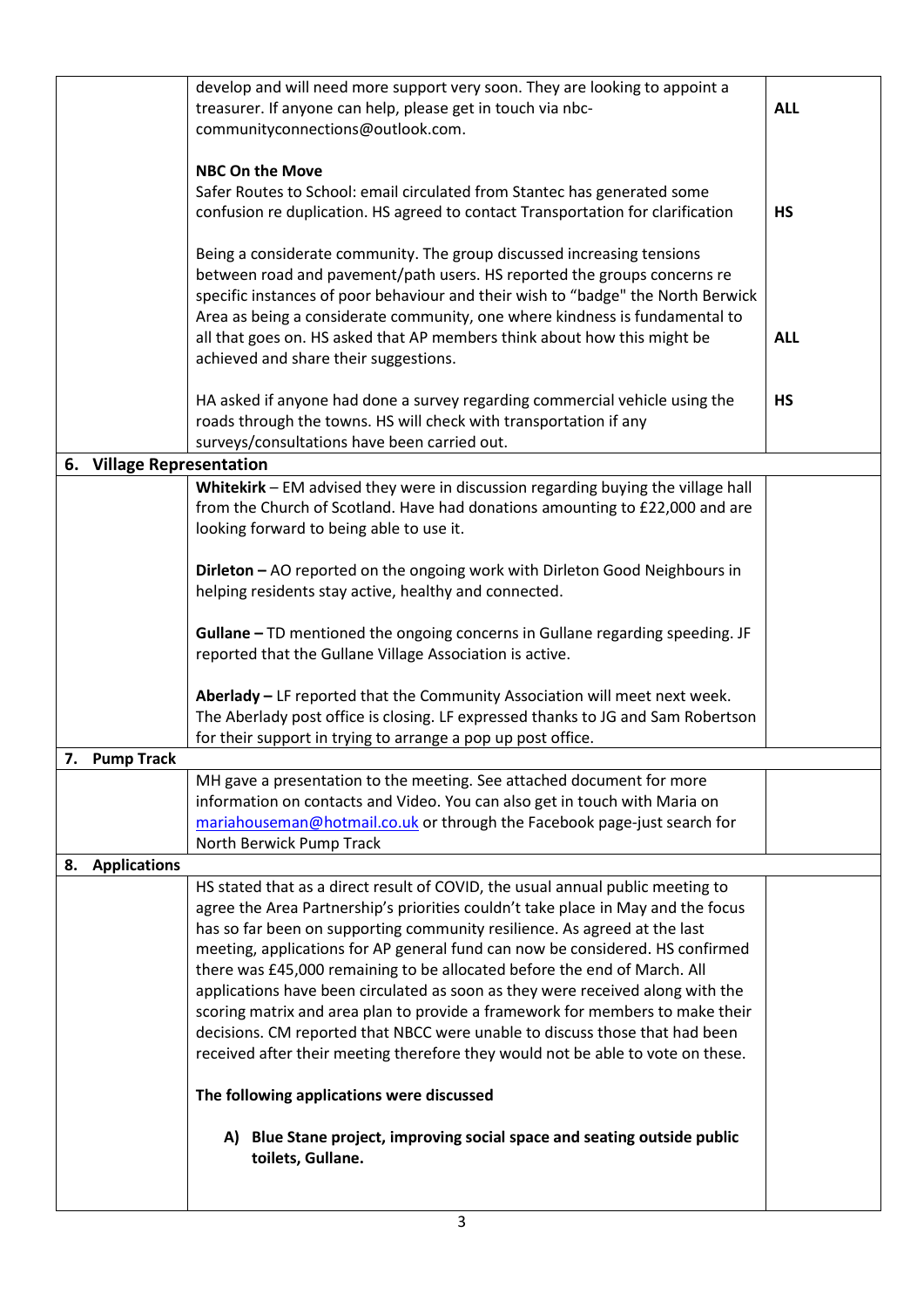| | | |
|---|---|---|
| | develop and will need more support very soon. They are looking to appoint a treasurer. If anyone can help, please get in touch via nbc-communityconnections@outlook.com. | **ALL** |
| | **NBC On the Move**<br>Safer Routes to School: email circulated from Stantec has generated some confusion re duplication. HS agreed to contact Transportation for clarification | **HS** |
| | Being a considerate community. The group discussed increasing tensions between road and pavement/path users. HS reported the groups concerns re specific instances of poor behaviour and their wish to "badge" the North Berwick Area as being a considerate community, one where kindness is fundamental to all that goes on. HS asked that AP members think about how this might be achieved and share their suggestions. | **ALL** |
| | HA asked if anyone had done a survey regarding commercial vehicle using the roads through the towns. HS will check with transportation if any surveys/consultations have been carried out. | **HS** |
| **6. Village Representation** | | |
| | **Whitekirk** – EM advised they were in discussion regarding buying the village hall from the Church of Scotland. Have had donations amounting to £22,000 and are looking forward to being able to use it. | |
| | **Dirleton –** AO reported on the ongoing work with Dirleton Good Neighbours in helping residents stay active, healthy and connected. | |
| | **Gullane –** TD mentioned the ongoing concerns in Gullane regarding speeding. JF reported that the Gullane Village Association is active. | |
| | **Aberlady –** LF reported that the Community Association will meet next week. The Aberlady post office is closing. LF expressed thanks to JG and Sam Robertson for their support in trying to arrange a pop up post office. | |
| **7. Pump Track** | | |
| | MH gave a presentation to the meeting. See attached document for more information on contacts and Video. You can also get in touch with Maria on mariahouseman@hotmail.co.uk or through the Facebook page-just search for North Berwick Pump Track | |
| **8. Applications** | | |
| | HS stated that as a direct result of COVID, the usual annual public meeting to agree the Area Partnership's priorities couldn't take place in May and the focus has so far been on supporting community resilience. As agreed at the last meeting, applications for AP general fund can now be considered. HS confirmed there was £45,000 remaining to be allocated before the end of March. All applications have been circulated as soon as they were received along with the scoring matrix and area plan to provide a framework for members to make their decisions. CM reported that NBCC were unable to discuss those that had been received after their meeting therefore they would not be able to vote on these.<br><br>**The following applications were discussed**<br><br>**A) Blue Stane project, improving social space and seating outside public toilets, Gullane.** | |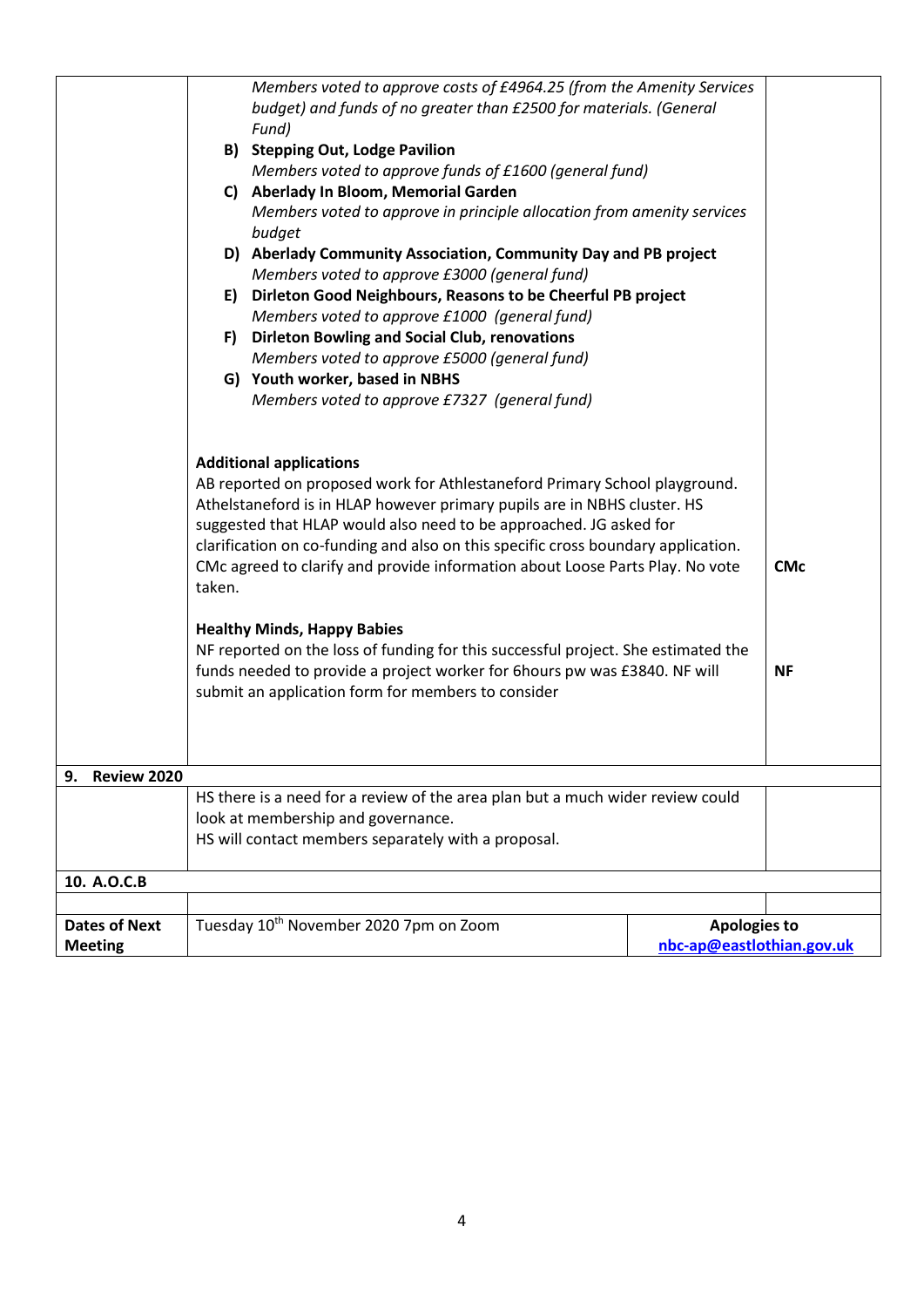| | | |
|---|---|---|
| | *Members voted to approve costs of £4964.25 (from the Amenity Services budget) and funds of no greater than £2500 for materials. (General Fund)*<br>**B) Stepping Out, Lodge Pavilion**<br>*Members voted to approve funds of £1600 (general fund)*<br>**C) Aberlady In Bloom, Memorial Garden**<br>*Members voted to approve in principle allocation from amenity services budget*<br>**D) Aberlady Community Association, Community Day and PB project**<br>*Members voted to approve £3000 (general fund)*<br>**E) Dirleton Good Neighbours, Reasons to be Cheerful PB project**<br>*Members voted to approve £1000 (general fund)*<br>**F) Dirleton Bowling and Social Club, renovations**<br>*Members voted to approve £5000 (general fund)*<br>**G) Youth worker, based in NBHS**<br>*Members voted to approve £7327 (general fund)* | |
| | **Additional applications**<br>AB reported on proposed work for Athlestaneford Primary School playground. Athelstaneford is in HLAP however primary pupils are in NBHS cluster. HS suggested that HLAP would also need to be approached. JG asked for clarification on co-funding and also on this specific cross boundary application. CMc agreed to clarify and provide information about Loose Parts Play. No vote taken. | **CMc** |
| | **Healthy Minds, Happy Babies**<br>NF reported on the loss of funding for this successful project. She estimated the funds needed to provide a project worker for 6hours pw was £3840. NF will submit an application form for members to consider | **NF** |
| **9. Review 2020** | | |
| | HS there is a need for a review of the area plan but a much wider review could look at membership and governance.<br>HS will contact members separately with a proposal. | |
| **10. A.O.C.B** | | |
| | | |
| **Dates of Next Meeting** | Tuesday 10th November 2020 7pm on Zoom | **Apologies to** **nbc-ap@eastlothian.gov.uk** |